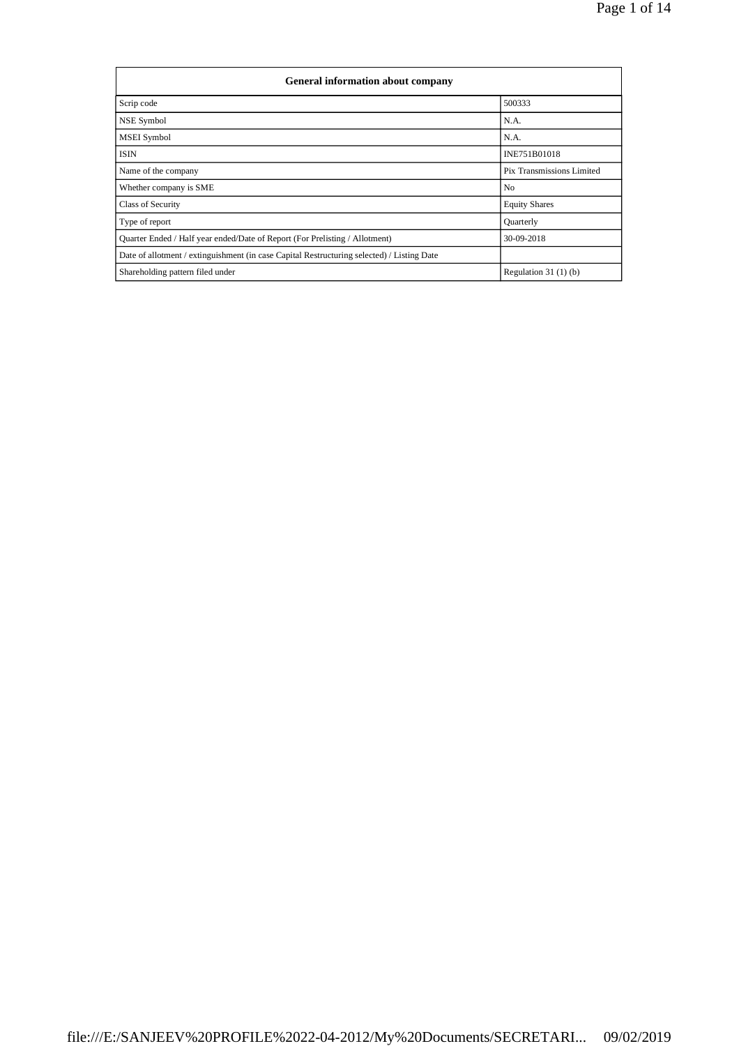| General information about company | |
|---|---|
| Scrip code | 500333 |
| NSE Symbol | N.A. |
| MSEI Symbol | N.A. |
| ISIN | INE751B01018 |
| Name of the company | Pix Transmissions Limited |
| Whether company is SME | No |
| Class of Security | Equity Shares |
| Type of report | Quarterly |
| Quarter Ended / Half year ended/Date of Report (For Prelisting / Allotment) | 30-09-2018 |
| Date of allotment / extinguishment (in case Capital Restructuring selected) / Listing Date | |
| Shareholding pattern filed under | Regulation 31 (1) (b) |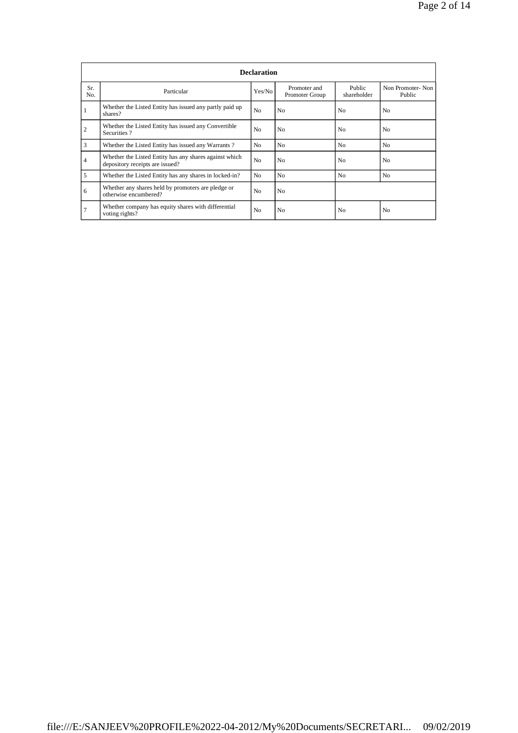| Declaration | | | | | |
|---|---|---|---|---|---|
| Sr. No. | Particular | Yes/No | Promoter and Promoter Group | Public shareholder | Non Promoter- Non Public |
| 1 | Whether the Listed Entity has issued any partly paid up shares? | No | No | No | No |
| 2 | Whether the Listed Entity has issued any Convertible Securities ? | No | No | No | No |
| 3 | Whether the Listed Entity has issued any Warrants ? | No | No | No | No |
| 4 | Whether the Listed Entity has any shares against which depository receipts are issued? | No | No | No | No |
| 5 | Whether the Listed Entity has any shares in locked-in? | No | No | No | No |
| 6 | Whether any shares held by promoters are pledge or otherwise encumbered? | No | No | | |
| 7 | Whether company has equity shares with differential voting rights? | No | No | No | No |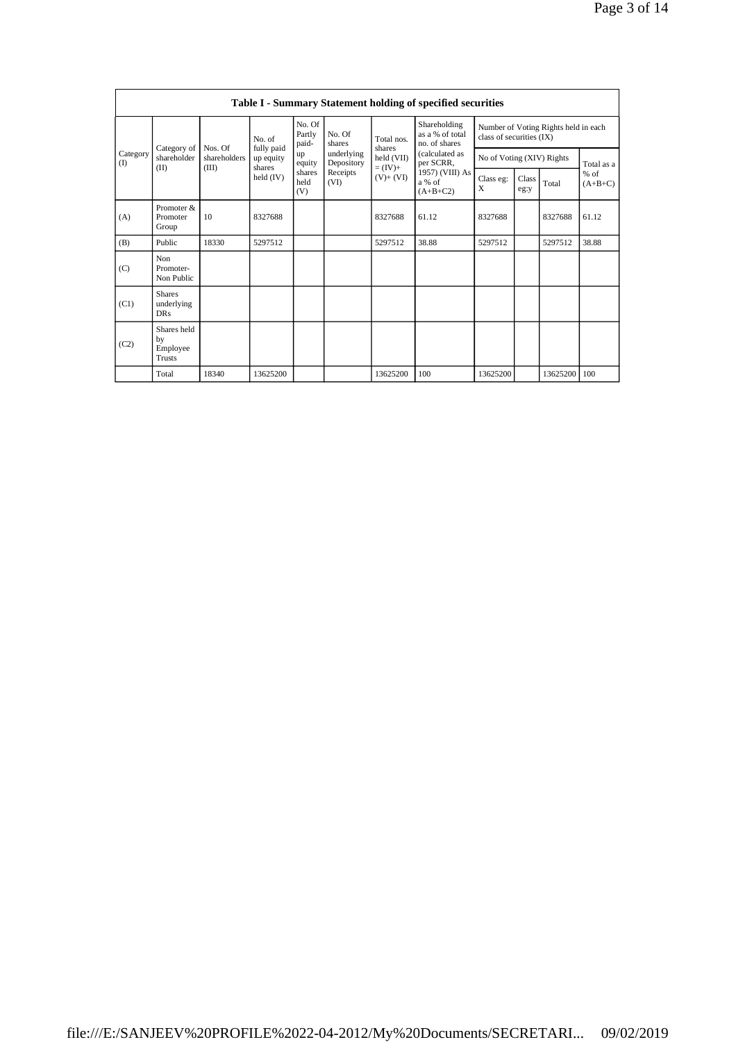| Table I - Summary Statement holding of specified securities | | | | | | | | | | | | |
|---|---|---|---|---|---|---|---|---|---|---|---|---|
| Category (I) | Category of shareholder (II) | Nos. Of shareholders (III) | No. of fully paid up equity shares held (IV) | No. Of Partly paid-up equity shares held (V) | No. Of shares underlying Depository Receipts (VI) | Total nos. shares held (VII) = (IV)+ (V)+ (VI) | Shareholding as a % of total no. of shares (calculated as per SCRR, 1957) (VIII) As a % of (A+B+C2) | Number of Voting Rights held in each class of securities (IX) | | | |
| | | | | | | | | No of Voting (XIV) Rights | | | Total as a % of (A+B+C) |
| | | | | | | | | Class eg: X | Class eg:y | Total | |
| (A) | Promoter & Promoter Group | 10 | 8327688 | | | 8327688 | 61.12 | 8327688 | | 8327688 | 61.12 |
| (B) | Public | 18330 | 5297512 | | | 5297512 | 38.88 | 5297512 | | 5297512 | 38.88 |
| (C) | Non Promoter- Non Public | | | | | | | | | | |
| (C1) | Shares underlying DRs | | | | | | | | | | |
| (C2) | Shares held by Employee Trusts | | | | | | | | | | |
| | Total | 18340 | 13625200 | | | 13625200 | 100 | 13625200 | | 13625200 | 100 |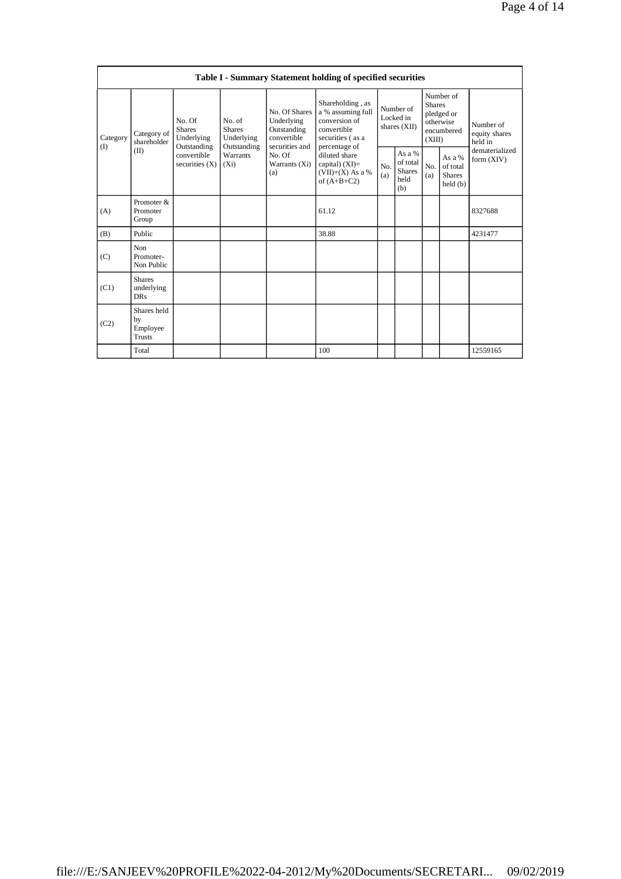| Table I - Summary Statement holding of specified securities | | | | | | | | | | |
|---|---|---|---|---|---|---|---|---|---|---|
| Category (I) | Category of shareholder (II) | No. Of Shares Underlying Outstanding convertible securities (X) | No. of Shares Underlying Outstanding Warrants (Xi) | No. Of Shares Underlying Outstanding convertible securities and No. Of Warrants (Xi) (a) | Shareholding , as a % assuming full conversion of convertible securities ( as a percentage of diluted share capital) (XI)= (VII)+(X) As a % of (A+B+C2) | Number of Locked in shares (XII) | | Number of Shares pledged or otherwise encumbered (XIII) | | Number of equity shares held in dematerialized form (XIV) |
| | | | | | | No. (a) | As a % of total Shares held (b) | No. (a) | As a % of total Shares held (b) | |
| (A) | Promoter & Promoter Group | | | | 61.12 | | | | | 8327688 |
| (B) | Public | | | | 38.88 | | | | | 4231477 |
| (C) | Non Promoter- Non Public | | | | | | | | | |
| (C1) | Shares underlying DRs | | | | | | | | | |
| (C2) | Shares held by Employee Trusts | | | | | | | | | |
| | Total | | | | 100 | | | | | 12559165 |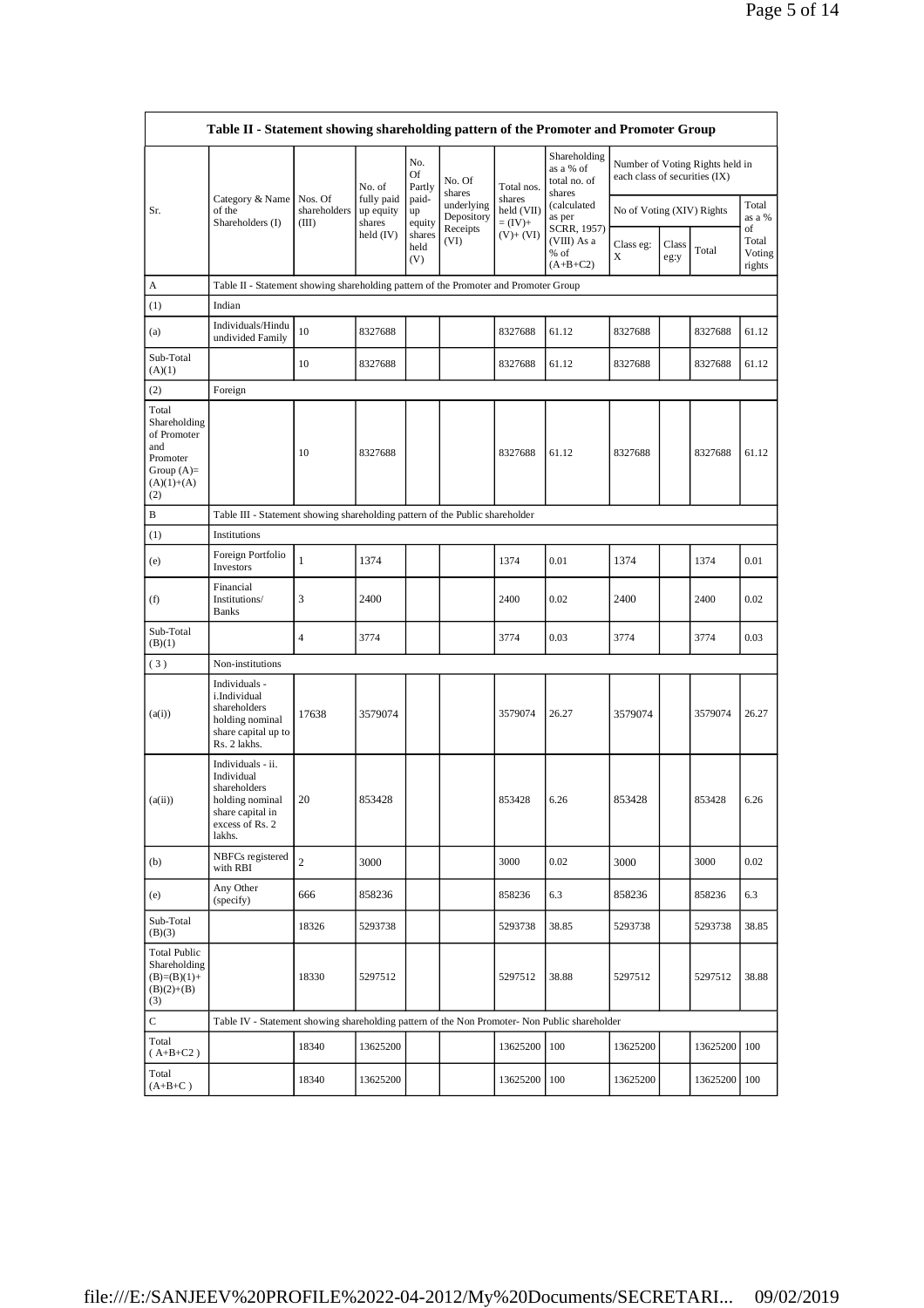| Table II - Statement showing shareholding pattern of the Promoter and Promoter Group | | | | | | | | | | | |
|---|---|---|---|---|---|---|---|---|---|---|---|
| Sr. | Category & Name of the Shareholders (I) | Nos. Of shareholders (III) | No. of fully paid up equity shares held (IV) | No. Of Partly paid-up equity shares held (V) | No. Of shares underlying Depository Receipts (VI) | Total nos. shares held (VII) = (IV)+ (V)+ (VI) | Shareholding as a % of total no. of shares (calculated as per SCRR, 1957) (VIII) As a % of (A+B+C2) | Number of Voting Rights held in each class of securities (IX) | | | |
| | | | | | | | | No of Voting (XIV) Rights | | | Total as a % of Total Voting rights |
| | | | | | | | | Class eg: X | Class eg:y | Total | |
| A | Table II - Statement showing shareholding pattern of the Promoter and Promoter Group | | | | | | | | | | |
| (1) | Indian | | | | | | | | | | |
| (a) | Individuals/Hindu undivided Family | 10 | 8327688 | | | 8327688 | 61.12 | 8327688 | | 8327688 | 61.12 |
| Sub-Total (A)(1) | | 10 | 8327688 | | | 8327688 | 61.12 | 8327688 | | 8327688 | 61.12 |
| (2) | Foreign | | | | | | | | | | |
| Total Shareholding of Promoter and Promoter Group (A)= (A)(1)+(A)(2) | | 10 | 8327688 | | | 8327688 | 61.12 | 8327688 | | 8327688 | 61.12 |
| B | Table III - Statement showing shareholding pattern of the Public shareholder | | | | | | | | | | |
| (1) | Institutions | | | | | | | | | | |
| (e) | Foreign Portfolio Investors | 1 | 1374 | | | 1374 | 0.01 | 1374 | | 1374 | 0.01 |
| (f) | Financial Institutions/ Banks | 3 | 2400 | | | 2400 | 0.02 | 2400 | | 2400 | 0.02 |
| Sub-Total (B)(1) | | 4 | 3774 | | | 3774 | 0.03 | 3774 | | 3774 | 0.03 |
| (3) | Non-institutions | | | | | | | | | | |
| (a(i)) | Individuals - i.Individual shareholders holding nominal share capital up to Rs. 2 lakhs. | 17638 | 3579074 | | | 3579074 | 26.27 | 3579074 | | 3579074 | 26.27 |
| (a(ii)) | Individuals - ii. Individual shareholders holding nominal share capital in excess of Rs. 2 lakhs. | 20 | 853428 | | | 853428 | 6.26 | 853428 | | 853428 | 6.26 |
| (b) | NBFCs registered with RBI | 2 | 3000 | | | 3000 | 0.02 | 3000 | | 3000 | 0.02 |
| (e) | Any Other (specify) | 666 | 858236 | | | 858236 | 6.3 | 858236 | | 858236 | 6.3 |
| Sub-Total (B)(3) | | 18326 | 5293738 | | | 5293738 | 38.85 | 5293738 | | 5293738 | 38.85 |
| Total Public Shareholding (B)=(B)(1)+(B)(2)+(B)(3) | | 18330 | 5297512 | | | 5297512 | 38.88 | 5297512 | | 5297512 | 38.88 |
| C | Table IV - Statement showing shareholding pattern of the Non Promoter- Non Public shareholder | | | | | | | | | | |
| Total ( A+B+C2 ) | | 18340 | 13625200 | | | 13625200 | 100 | 13625200 | | 13625200 | 100 |
| Total (A+B+C ) | | 18340 | 13625200 | | | 13625200 | 100 | 13625200 | | 13625200 | 100 |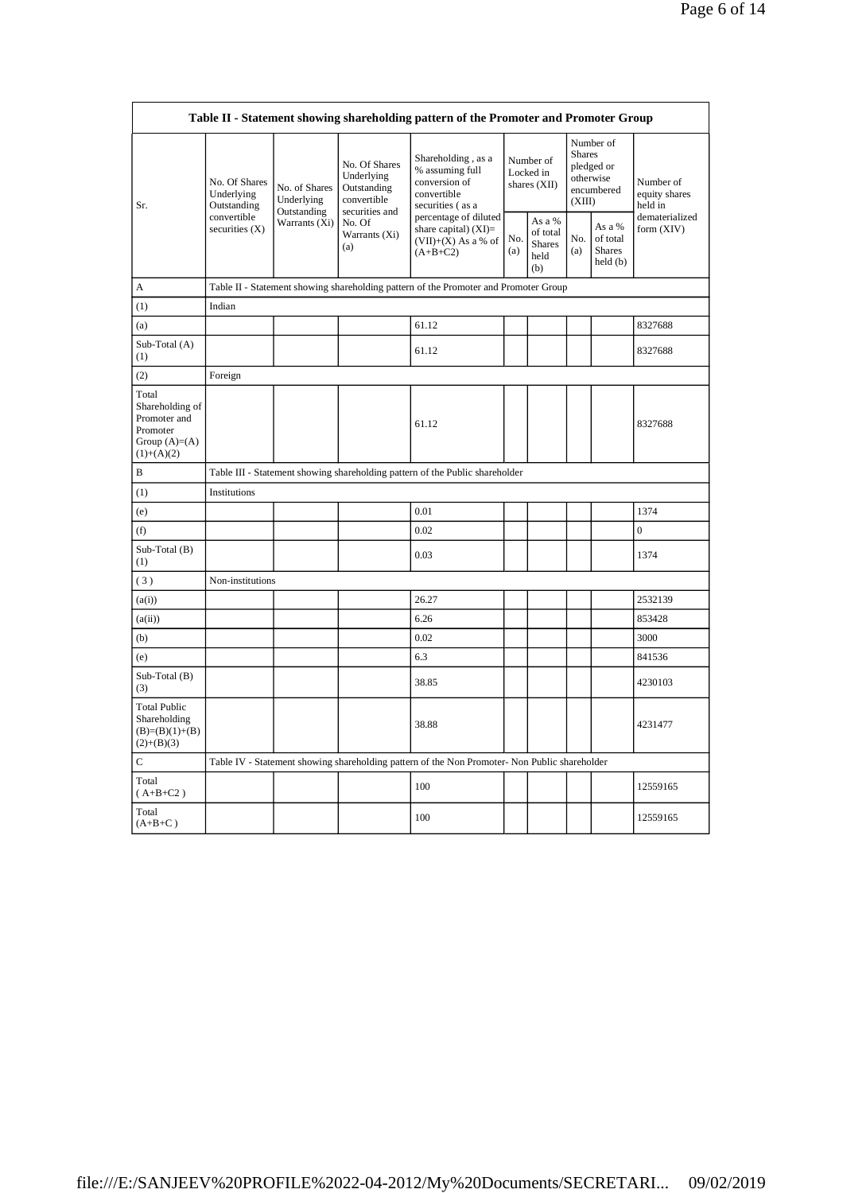| Table II - Statement showing shareholding pattern of the Promoter and Promoter Group | | | | | | | | | |
|---|---|---|---|---|---|---|---|---|---|
| Sr. | No. Of Shares Underlying Outstanding convertible securities (X) | No. of Shares Underlying Outstanding Warrants (Xi) | No. Of Shares Underlying Outstanding convertible securities and No. Of Warrants (Xi) (a) | Shareholding , as a % assuming full conversion of convertible securities ( as a percentage of diluted share capital) (XI)= (VII)+(X) As a % of (A+B+C2) | Number of Locked in shares (XII) | | Number of Shares pledged or otherwise encumbered (XIII) | | Number of equity shares held in dematerialized form (XIV) |
| | | | | | No. (a) | As a % of total Shares held (b) | No. (a) | As a % of total Shares held (b) | |
| A | Table II - Statement showing shareholding pattern of the Promoter and Promoter Group | | | | | | | | |
| (1) | Indian | | | | | | | | |
| (a) | | | | 61.12 | | | | | 8327688 |
| Sub-Total (A) (1) | | | | 61.12 | | | | | 8327688 |
| (2) | Foreign | | | | | | | | |
| Total Shareholding of Promoter and Promoter Group (A)=(A)(1)+(A)(2) | | | | 61.12 | | | | | 8327688 |
| B | Table III - Statement showing shareholding pattern of the Public shareholder | | | | | | | | |
| (1) | Institutions | | | | | | | | |
| (e) | | | | 0.01 | | | | | 1374 |
| (f) | | | | 0.02 | | | | | 0 |
| Sub-Total (B) (1) | | | | 0.03 | | | | | 1374 |
| ( 3 ) | Non-institutions | | | | | | | | |
| (a(i)) | | | | 26.27 | | | | | 2532139 |
| (a(ii)) | | | | 6.26 | | | | | 853428 |
| (b) | | | | 0.02 | | | | | 3000 |
| (e) | | | | 6.3 | | | | | 841536 |
| Sub-Total (B) (3) | | | | 38.85 | | | | | 4230103 |
| Total Public Shareholding (B)=(B)(1)+(B)(2)+(B)(3) | | | | 38.88 | | | | | 4231477 |
| C | Table IV - Statement showing shareholding pattern of the Non Promoter- Non Public shareholder | | | | | | | | |
| Total ( A+B+C2 ) | | | | 100 | | | | | 12559165 |
| Total (A+B+C ) | | | | 100 | | | | | 12559165 |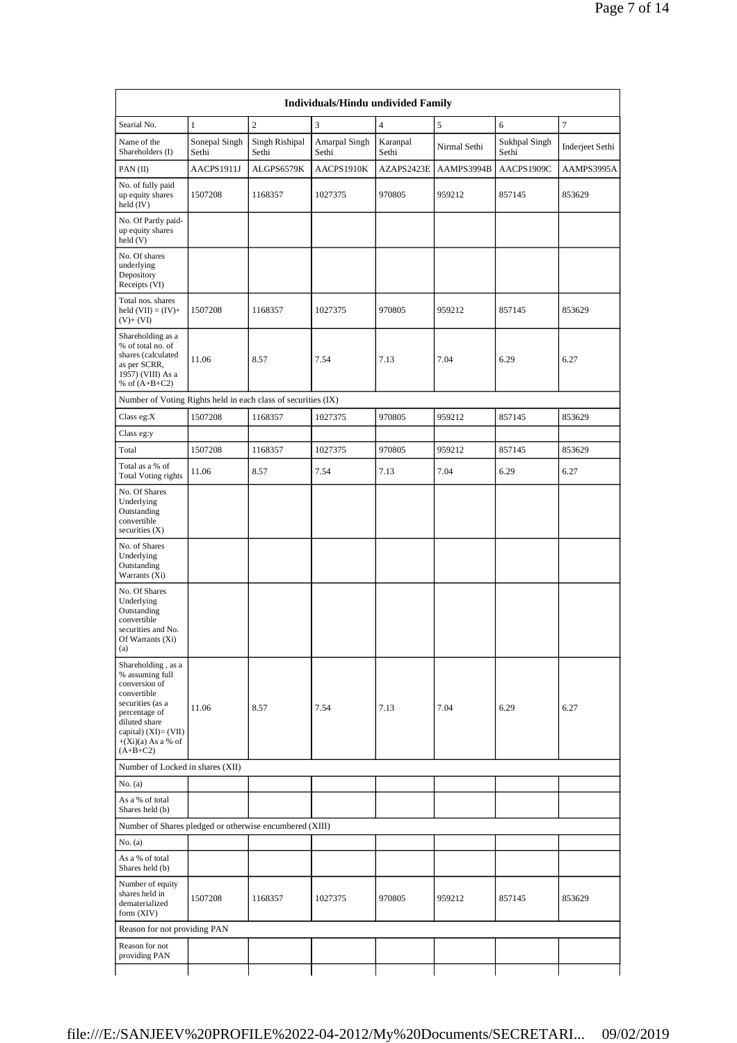| Individuals/Hindu undivided Family | | | | | | | |
|---|---|---|---|---|---|---|---|
| Searial No. | 1 | 2 | 3 | 4 | 5 | 6 | 7 |
| Name of the Shareholders (I) | Sonepal Singh Sethi | Singh Rishipal Sethi | Amarpal Singh Sethi | Karanpal Sethi | Nirmal Sethi | Sukhpal Singh Sethi | Inderjeet Sethi |
| PAN (II) | AACPS1911J | ALGPS6579K | AACPS1910K | AZAPS2423E | AAMPS3994B | AACPS1909C | AAMPS3995A |
| No. of fully paid up equity shares held (IV) | 1507208 | 1168357 | 1027375 | 970805 | 959212 | 857145 | 853629 |
| No. Of Partly paid-up equity shares held (V) | | | | | | | |
| No. Of shares underlying Depository Receipts (VI) | | | | | | | |
| Total nos. shares held (VII) = (IV)+ (V)+ (VI) | 1507208 | 1168357 | 1027375 | 970805 | 959212 | 857145 | 853629 |
| Shareholding as a % of total no. of shares (calculated as per SCRR, 1957) (VIII) As a % of (A+B+C2) | 11.06 | 8.57 | 7.54 | 7.13 | 7.04 | 6.29 | 6.27 |
| Number of Voting Rights held in each class of securities (IX) | | | | | | | |
| Class eg:X | 1507208 | 1168357 | 1027375 | 970805 | 959212 | 857145 | 853629 |
| Class eg:y | | | | | | | |
| Total | 1507208 | 1168357 | 1027375 | 970805 | 959212 | 857145 | 853629 |
| Total as a % of Total Voting rights | 11.06 | 8.57 | 7.54 | 7.13 | 7.04 | 6.29 | 6.27 |
| No. Of Shares Underlying Outstanding convertible securities (X) | | | | | | | |
| No. of Shares Underlying Outstanding Warrants (Xi) | | | | | | | |
| No. Of Shares Underlying Outstanding convertible securities and No. Of Warrants (Xi) (a) | | | | | | | |
| Shareholding , as a % assuming full conversion of convertible securities (as a percentage of diluted share capital) (XI)= (VII) +(Xi)(a) As a % of (A+B+C2) | 11.06 | 8.57 | 7.54 | 7.13 | 7.04 | 6.29 | 6.27 |
| Number of Locked in shares (XII) | | | | | | | |
| No. (a) | | | | | | | |
| As a % of total Shares held (b) | | | | | | | |
| Number of Shares pledged or otherwise encumbered (XIII) | | | | | | | |
| No. (a) | | | | | | | |
| As a % of total Shares held (b) | | | | | | | |
| Number of equity shares held in dematerialized form (XIV) | 1507208 | 1168357 | 1027375 | 970805 | 959212 | 857145 | 853629 |
| Reason for not providing PAN | | | | | | | |
| Reason for not providing PAN | | | | | | | |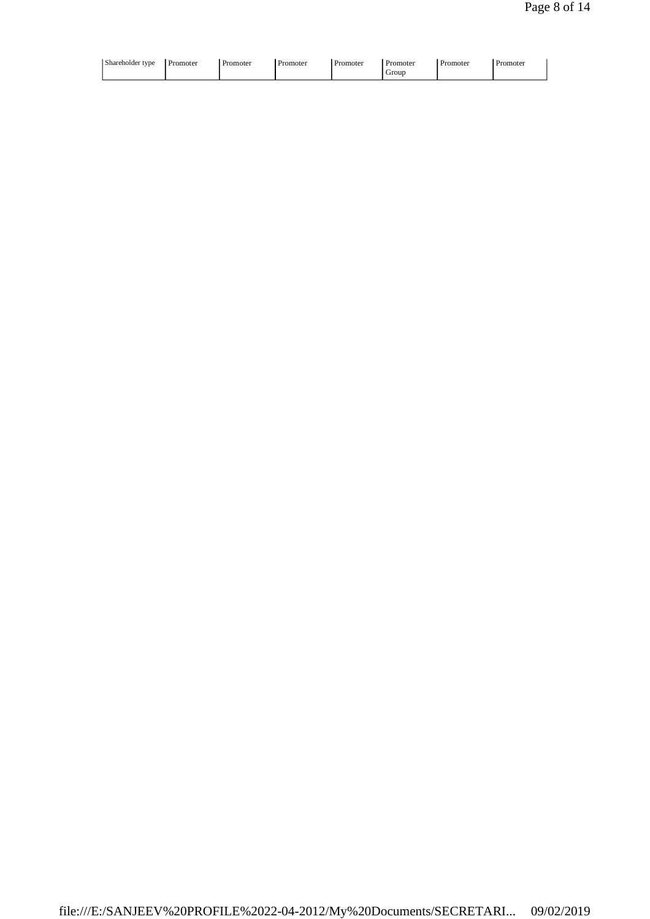| Shareholder type | Promoter | Promoter | Promoter | Promoter | Promoter Group | Promoter | Promoter |
|---|---|---|---|---|---|---|---|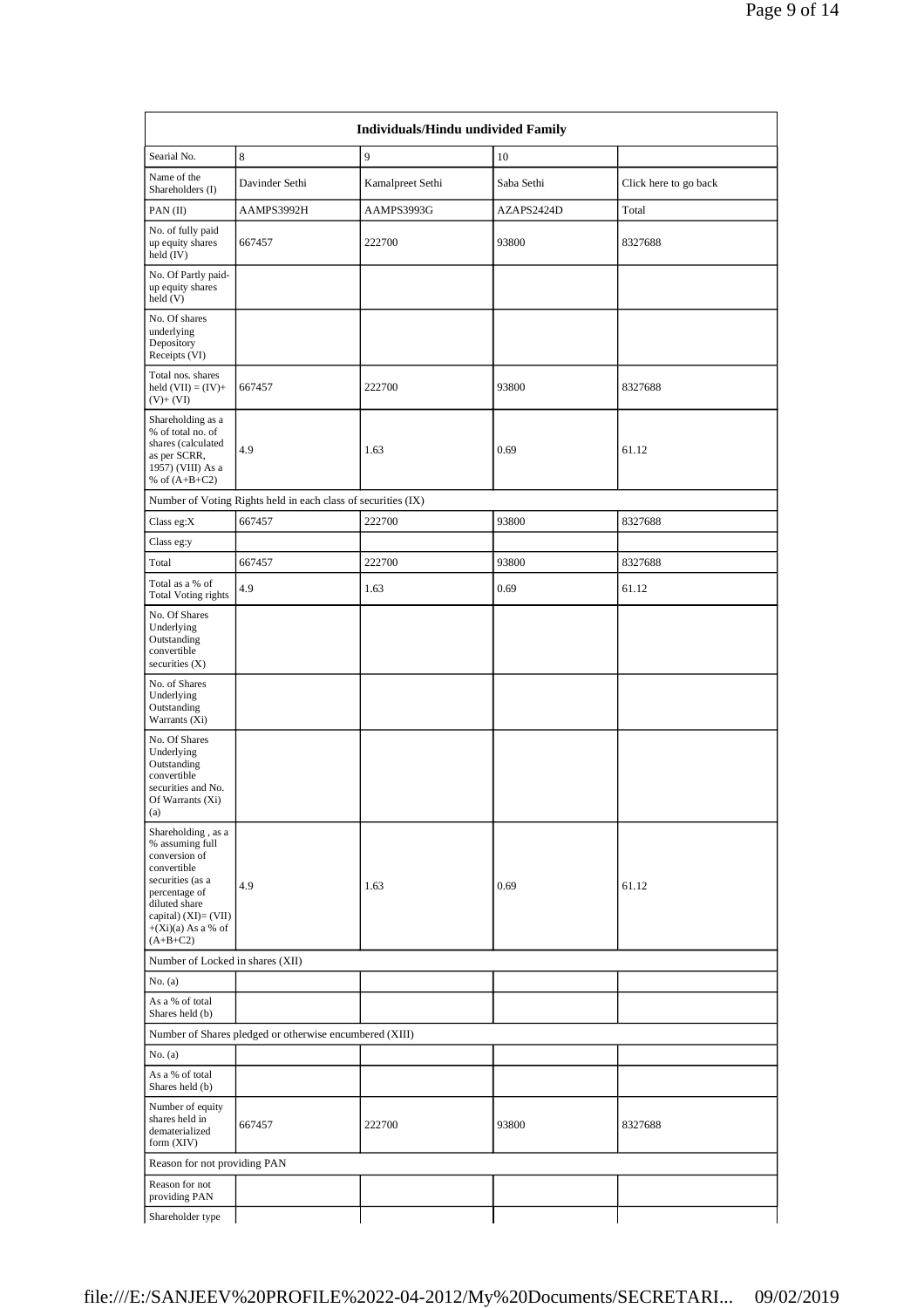| Individuals/Hindu undivided Family | | | | |
|---|---|---|---|---|
| Searial No. | 8 | 9 | 10 | |
| Name of the Shareholders (I) | Davinder Sethi | Kamalpreet Sethi | Saba Sethi | Click here to go back |
| PAN (II) | AAMPS3992H | AAMPS3993G | AZAPS2424D | Total |
| No. of fully paid up equity shares held (IV) | 667457 | 222700 | 93800 | 8327688 |
| No. Of Partly paid-up equity shares held (V) | | | | |
| No. Of shares underlying Depository Receipts (VI) | | | | |
| Total nos. shares held (VII) = (IV)+(V)+ (VI) | 667457 | 222700 | 93800 | 8327688 |
| Shareholding as a % of total no. of shares (calculated as per SCRR, 1957) (VIII) As a % of (A+B+C2) | 4.9 | 1.63 | 0.69 | 61.12 |
| Number of Voting Rights held in each class of securities (IX) | | | | |
| Class eg:X | 667457 | 222700 | 93800 | 8327688 |
| Class eg:y | | | | |
| Total | 667457 | 222700 | 93800 | 8327688 |
| Total as a % of Total Voting rights | 4.9 | 1.63 | 0.69 | 61.12 |
| No. Of Shares Underlying Outstanding convertible securities (X) | | | | |
| No. of Shares Underlying Outstanding Warrants (Xi) | | | | |
| No. Of Shares Underlying Outstanding convertible securities and No. Of Warrants (Xi) (a) | | | | |
| Shareholding , as a % assuming full conversion of convertible securities (as a percentage of diluted share capital) (XI)= (VII)+(Xi)(a) As a % of (A+B+C2) | 4.9 | 1.63 | 0.69 | 61.12 |
| Number of Locked in shares (XII) | | | | |
| No. (a) | | | | |
| As a % of total Shares held (b) | | | | |
| Number of Shares pledged or otherwise encumbered (XIII) | | | | |
| No. (a) | | | | |
| As a % of total Shares held (b) | | | | |
| Number of equity shares held in dematerialized form (XIV) | 667457 | 222700 | 93800 | 8327688 |
| Reason for not providing PAN | | | | |
| Reason for not providing PAN | | | | |
| Shareholder type | | | | |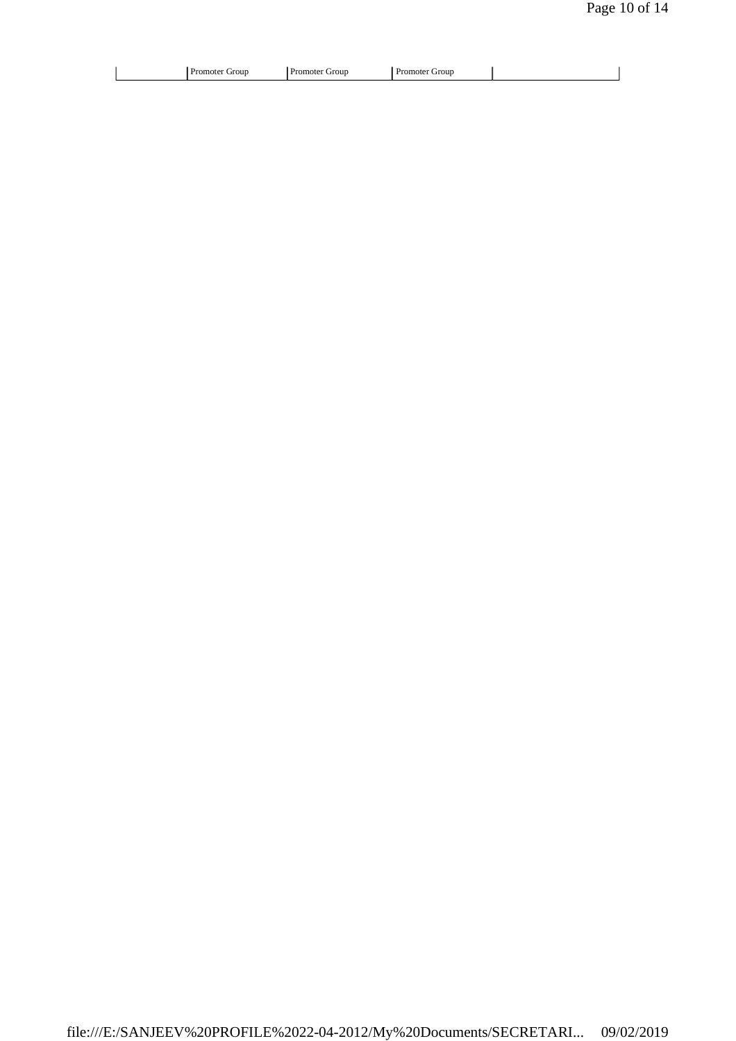| | | | | |
|---|---|---|---|---|
| | Promoter Group | Promoter Group | Promoter Group | |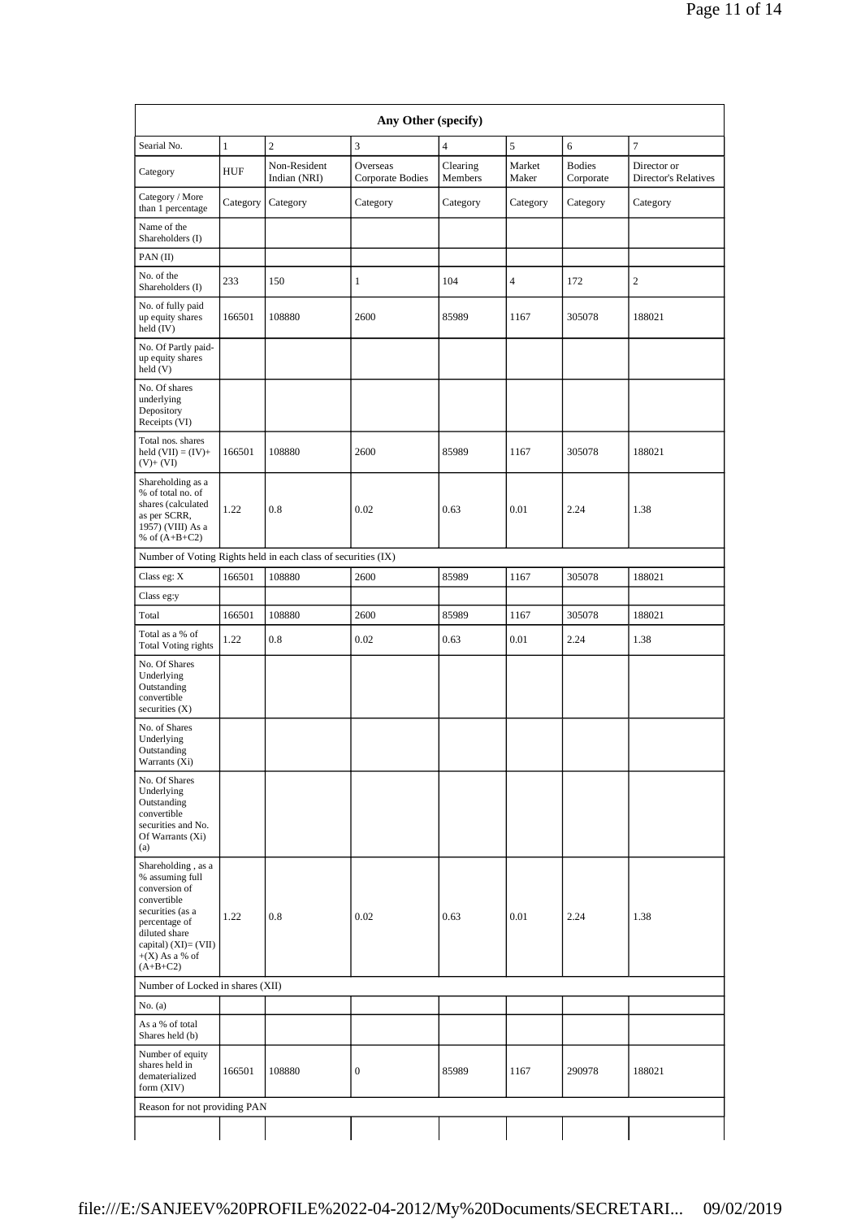| Any Other (specify) | | | | | | | |
|---|---|---|---|---|---|---|---|
| Searial No. | 1 | 2 | 3 | 4 | 5 | 6 | 7 |
| Category | HUF | Non-Resident Indian (NRI) | Overseas Corporate Bodies | Clearing Members | Market Maker | Bodies Corporate | Director or Director's Relatives |
| Category / More than 1 percentage | Category | Category | Category | Category | Category | Category | Category |
| Name of the Shareholders (I) | | | | | | | |
| PAN (II) | | | | | | | |
| No. of the Shareholders (I) | 233 | 150 | 1 | 104 | 4 | 172 | 2 |
| No. of fully paid up equity shares held (IV) | 166501 | 108880 | 2600 | 85989 | 1167 | 305078 | 188021 |
| No. Of Partly paid-up equity shares held (V) | | | | | | | |
| No. Of shares underlying Depository Receipts (VI) | | | | | | | |
| Total nos. shares held (VII) = (IV)+ (V)+ (VI) | 166501 | 108880 | 2600 | 85989 | 1167 | 305078 | 188021 |
| Shareholding as a % of total no. of shares (calculated as per SCRR, 1957) (VIII) As a % of (A+B+C2) | 1.22 | 0.8 | 0.02 | 0.63 | 0.01 | 2.24 | 1.38 |
| Number of Voting Rights held in each class of securities (IX) | | | | | | | |
| Class eg: X | 166501 | 108880 | 2600 | 85989 | 1167 | 305078 | 188021 |
| Class eg:y | | | | | | | |
| Total | 166501 | 108880 | 2600 | 85989 | 1167 | 305078 | 188021 |
| Total as a % of Total Voting rights | 1.22 | 0.8 | 0.02 | 0.63 | 0.01 | 2.24 | 1.38 |
| No. Of Shares Underlying Outstanding convertible securities (X) | | | | | | | |
| No. of Shares Underlying Outstanding Warrants (Xi) | | | | | | | |
| No. Of Shares Underlying Outstanding convertible securities and No. Of Warrants (Xi) (a) | | | | | | | |
| Shareholding , as a % assuming full conversion of convertible securities (as a percentage of diluted share capital) (XI)= (VII) +(X) As a % of (A+B+C2) | 1.22 | 0.8 | 0.02 | 0.63 | 0.01 | 2.24 | 1.38 |
| Number of Locked in shares (XII) | | | | | | | |
| No. (a) | | | | | | | |
| As a % of total Shares held (b) | | | | | | | |
| Number of equity shares held in dematerialized form (XIV) | 166501 | 108880 | 0 | 85989 | 1167 | 290978 | 188021 |
| Reason for not providing PAN | | | | | | | |
| | | | | | | | |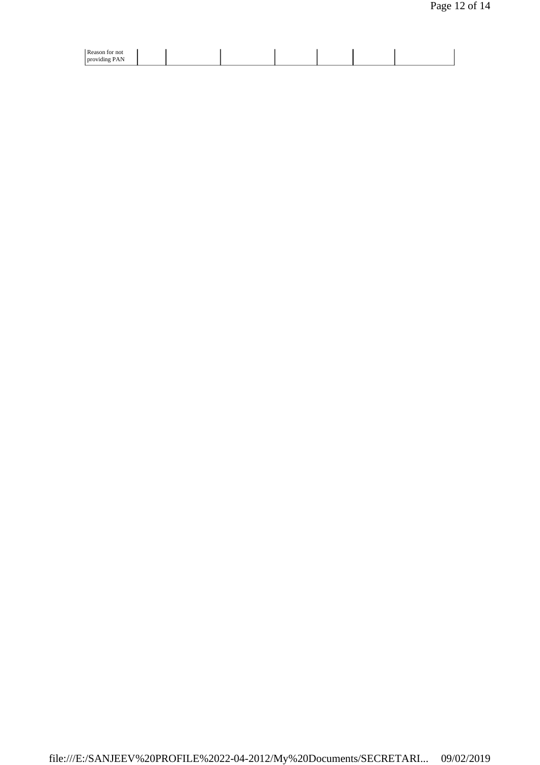| Reason for not providing PAN | | | | | | | |
|---|---|---|---|---|---|---|---|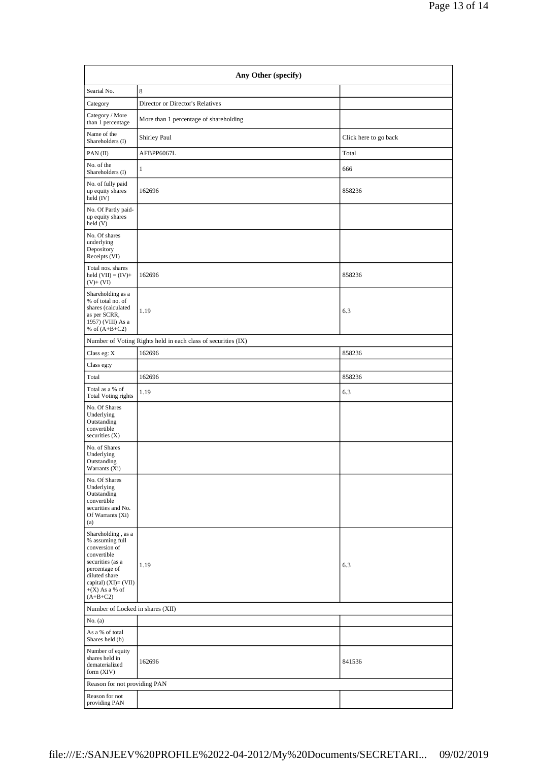| Any Other (specify) | | |
|---|---|---|
| Searial No. | 8 | |
| Category | Director or Director's Relatives | |
| Category / More than 1 percentage | More than 1 percentage of shareholding | |
| Name of the Shareholders (I) | Shirley Paul | Click here to go back |
| PAN (II) | AFBPP6067L | Total |
| No. of the Shareholders (I) | 1 | 666 |
| No. of fully paid up equity shares held (IV) | 162696 | 858236 |
| No. Of Partly paid-up equity shares held (V) | | |
| No. Of shares underlying Depository Receipts (VI) | | |
| Total nos. shares held (VII) = (IV)+ (V)+ (VI) | 162696 | 858236 |
| Shareholding as a % of total no. of shares (calculated as per SCRR, 1957) (VIII) As a % of (A+B+C2) | 1.19 | 6.3 |
| Number of Voting Rights held in each class of securities (IX) | | |
| Class eg: X | 162696 | 858236 |
| Class eg:y | | |
| Total | 162696 | 858236 |
| Total as a % of Total Voting rights | 1.19 | 6.3 |
| No. Of Shares Underlying Outstanding convertible securities (X) | | |
| No. of Shares Underlying Outstanding Warrants (Xi) | | |
| No. Of Shares Underlying Outstanding convertible securities and No. Of Warrants (Xi) (a) | | |
| Shareholding , as a % assuming full conversion of convertible securities (as a percentage of diluted share capital) (XI)= (VII) +(X) As a % of (A+B+C2) | 1.19 | 6.3 |
| Number of Locked in shares (XII) | | |
| No. (a) | | |
| As a % of total Shares held (b) | | |
| Number of equity shares held in dematerialized form (XIV) | 162696 | 841536 |
| Reason for not providing PAN | | |
| Reason for not providing PAN | | |